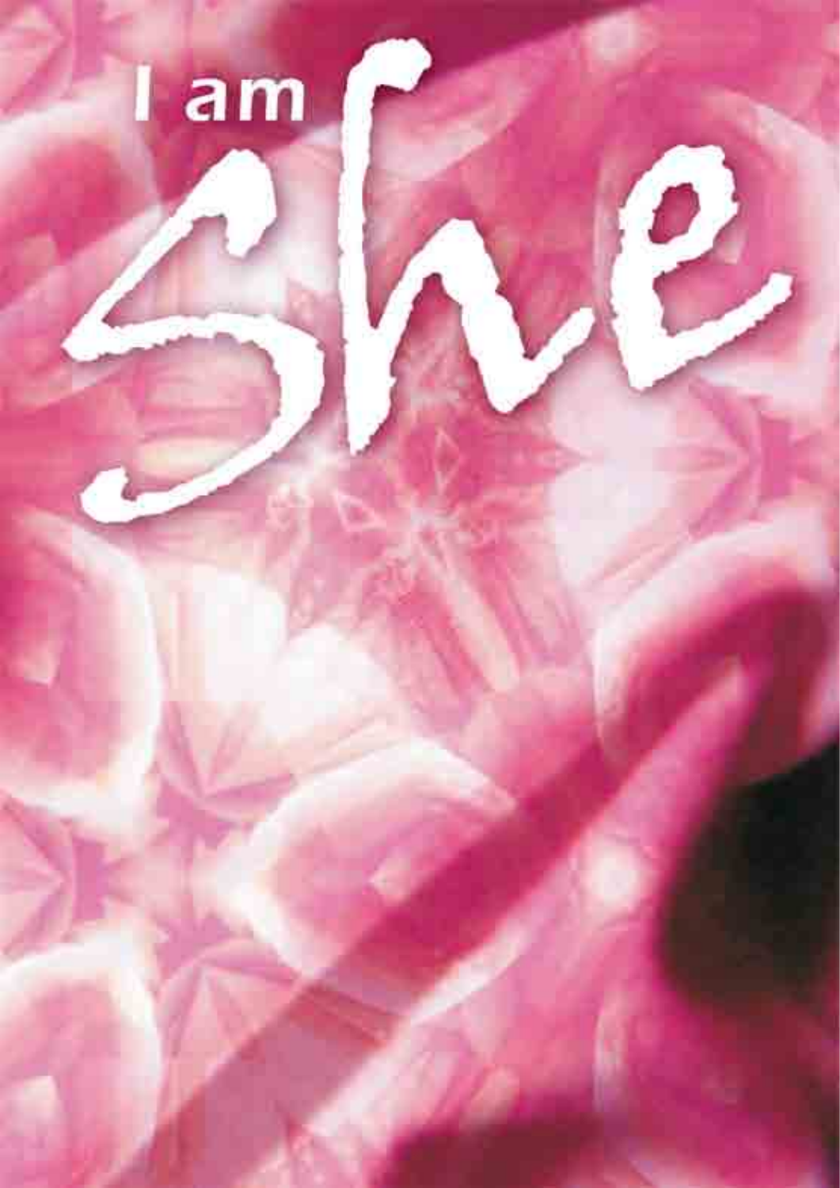# I am She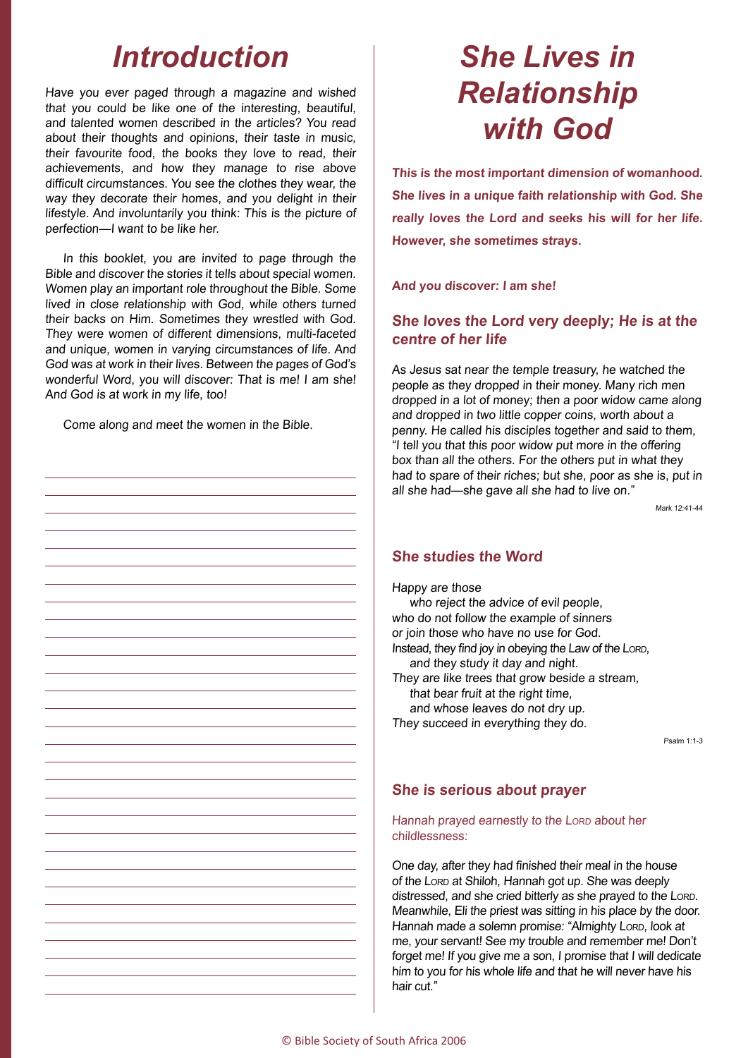# Introduction

*Have you ever paged through a magazine and wished that you could be like one of the interesting, beautiful, and talented women described in the articles? You read about their thoughts and opinions, their taste in music, their favourite food, the books they love to read, their achievements, and how they manage to rise above difficult circumstances. You see the clothes they wear, the way they decorate their homes, and you delight in their lifestyle. And involuntarily you think: This is the picture of perfection—I want to be like her.*

*In this booklet, you are invited to page through the Bible and discover the stories it tells about special women. Women play an important role throughout the Bible. Some lived in close relationship with God, while others turned their backs on Him. Sometimes they wrestled with God. They were women of different dimensions, multi-faceted and unique, women in varying circumstances of life. And God was at work in their lives. Between the pages of God's wonderful Word, you will discover: That is me! I am she! And God is at work in my life, too!*

*Come along and meet the women in the Bible.*

# She Lives in Relationship with God

***This is the most important dimension of womanhood. She lives in a unique faith relationship with God. She really loves the Lord and seeks his will for her life. However, she sometimes strays.***

**And you discover: *I am she!***

## She loves the Lord very deeply; He is at the centre of her life

*As Jesus sat near the temple treasury, he watched the people as they dropped in their money. Many rich men dropped in a lot of money; then a poor widow came along and dropped in two little copper coins, worth about a penny. He called his disciples together and said to them, "I tell you that this poor widow put more in the offering box than all the others. For the others put in what they had to spare of their riches; but she, poor as she is, put in all she had—she gave all she had to live on."*

Mark 12:41-44

## She studies the Word

*Happy are those*
*who reject the advice of evil people,*
*who do not follow the example of sinners*
*or join those who have no use for God.*
*Instead, they find joy in obeying the Law of the LORD,*
*and they study it day and night.*
*They are like trees that grow beside a stream,*
*that bear fruit at the right time,*
*and whose leaves do not dry up.*
*They succeed in everything they do.*

Psalm 1:1-3

## She is serious about prayer

Hannah prayed earnestly to the LORD about her childlessness:

*One day, after they had finished their meal in the house of the LORD at Shiloh, Hannah got up. She was deeply distressed, and she cried bitterly as she prayed to the LORD. Meanwhile, Eli the priest was sitting in his place by the door. Hannah made a solemn promise: "Almighty LORD, look at me, your servant! See my trouble and remember me! Don't forget me! If you give me a son, I promise that I will dedicate him to you for his whole life and that he will never have his hair cut."*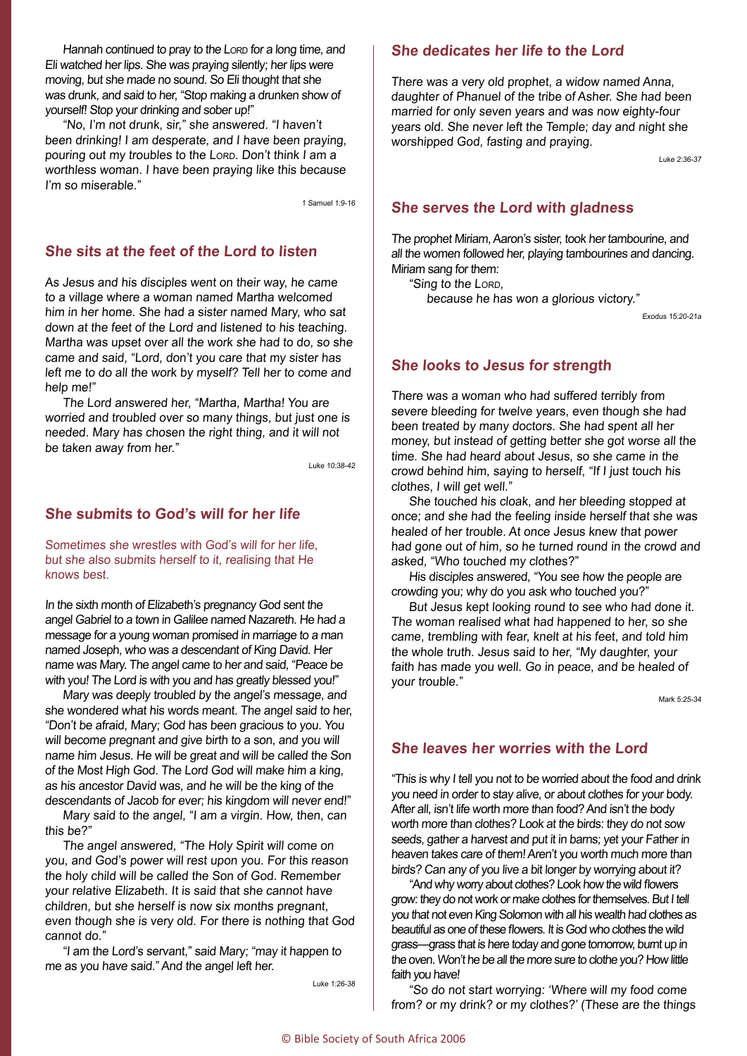Hannah continued to pray to the LORD for a long time, and Eli watched her lips. She was praying silently; her lips were moving, but she made no sound. So Eli thought that she was drunk, and said to her, "Stop making a drunken show of yourself! Stop your drinking and sober up!"

"No, I'm not drunk, sir," she answered. "I haven't been drinking! I am desperate, and I have been praying, pouring out my troubles to the LORD. Don't think I am a worthless woman. I have been praying like this because I'm so miserable."

1 Samuel 1:9-16

## She sits at the feet of the Lord to listen

As Jesus and his disciples went on their way, he came to a village where a woman named Martha welcomed him in her home. She had a sister named Mary, who sat down at the feet of the Lord and listened to his teaching. Martha was upset over all the work she had to do, so she came and said, "Lord, don't you care that my sister has left me to do all the work by myself? Tell her to come and help me!"

The Lord answered her, "Martha, Martha! You are worried and troubled over so many things, but just one is needed. Mary has chosen the right thing, and it will not be taken away from her."

Luke 10:38-42

## She submits to God's will for her life

Sometimes she wrestles with God's will for her life, but she also submits herself to it, realising that He knows best.

In the sixth month of Elizabeth's pregnancy God sent the angel Gabriel to a town in Galilee named Nazareth. He had a message for a young woman promised in marriage to a man named Joseph, who was a descendant of King David. Her name was Mary. The angel came to her and said, "Peace be with you! The Lord is with you and has greatly blessed you!"

Mary was deeply troubled by the angel's message, and she wondered what his words meant. The angel said to her, "Don't be afraid, Mary; God has been gracious to you. You will become pregnant and give birth to a son, and you will name him Jesus. He will be great and will be called the Son of the Most High God. The Lord God will make him a king, as his ancestor David was, and he will be the king of the descendants of Jacob for ever; his kingdom will never end!"

Mary said to the angel, "I am a virgin. How, then, can this be?"

The angel answered, "The Holy Spirit will come on you, and God's power will rest upon you. For this reason the holy child will be called the Son of God. Remember your relative Elizabeth. It is said that she cannot have children, but she herself is now six months pregnant, even though she is very old. For there is nothing that God cannot do."

"I am the Lord's servant," said Mary; "may it happen to me as you have said." And the angel left her.

Luke 1:26-38

## She dedicates her life to the Lord

There was a very old prophet, a widow named Anna, daughter of Phanuel of the tribe of Asher. She had been married for only seven years and was now eighty-four years old. She never left the Temple; day and night she worshipped God, fasting and praying.

Luke 2:36-37

## She serves the Lord with gladness

The prophet Miriam, Aaron's sister, took her tambourine, and all the women followed her, playing tambourines and dancing. Miriam sang for them:

"Sing to the LORD,
because he has won a glorious victory."

Exodus 15:20-21a

## She looks to Jesus for strength

There was a woman who had suffered terribly from severe bleeding for twelve years, even though she had been treated by many doctors. She had spent all her money, but instead of getting better she got worse all the time. She had heard about Jesus, so she came in the crowd behind him, saying to herself, "If I just touch his clothes, I will get well."

She touched his cloak, and her bleeding stopped at once; and she had the feeling inside herself that she was healed of her trouble. At once Jesus knew that power had gone out of him, so he turned round in the crowd and asked, "Who touched my clothes?"

His disciples answered, "You see how the people are crowding you; why do you ask who touched you?"

But Jesus kept looking round to see who had done it. The woman realised what had happened to her, so she came, trembling with fear, knelt at his feet, and told him the whole truth. Jesus said to her, "My daughter, your faith has made you well. Go in peace, and be healed of your trouble."

Mark 5:25-34

## She leaves her worries with the Lord

"This is why I tell you not to be worried about the food and drink you need in order to stay alive, or about clothes for your body. After all, isn't life worth more than food? And isn't the body worth more than clothes? Look at the birds: they do not sow seeds, gather a harvest and put it in barns; yet your Father in heaven takes care of them! Aren't you worth much more than birds? Can any of you live a bit longer by worrying about it?

"And why worry about clothes? Look how the wild flowers grow: they do not work or make clothes for themselves. But I tell you that not even King Solomon with all his wealth had clothes as beautiful as one of these flowers. It is God who clothes the wild grass—grass that is here today and gone tomorrow, burnt up in the oven. Won't he be all the more sure to clothe you? How little faith you have!

"So do not start worrying: 'Where will my food come from? or my drink? or my clothes?' (These are the things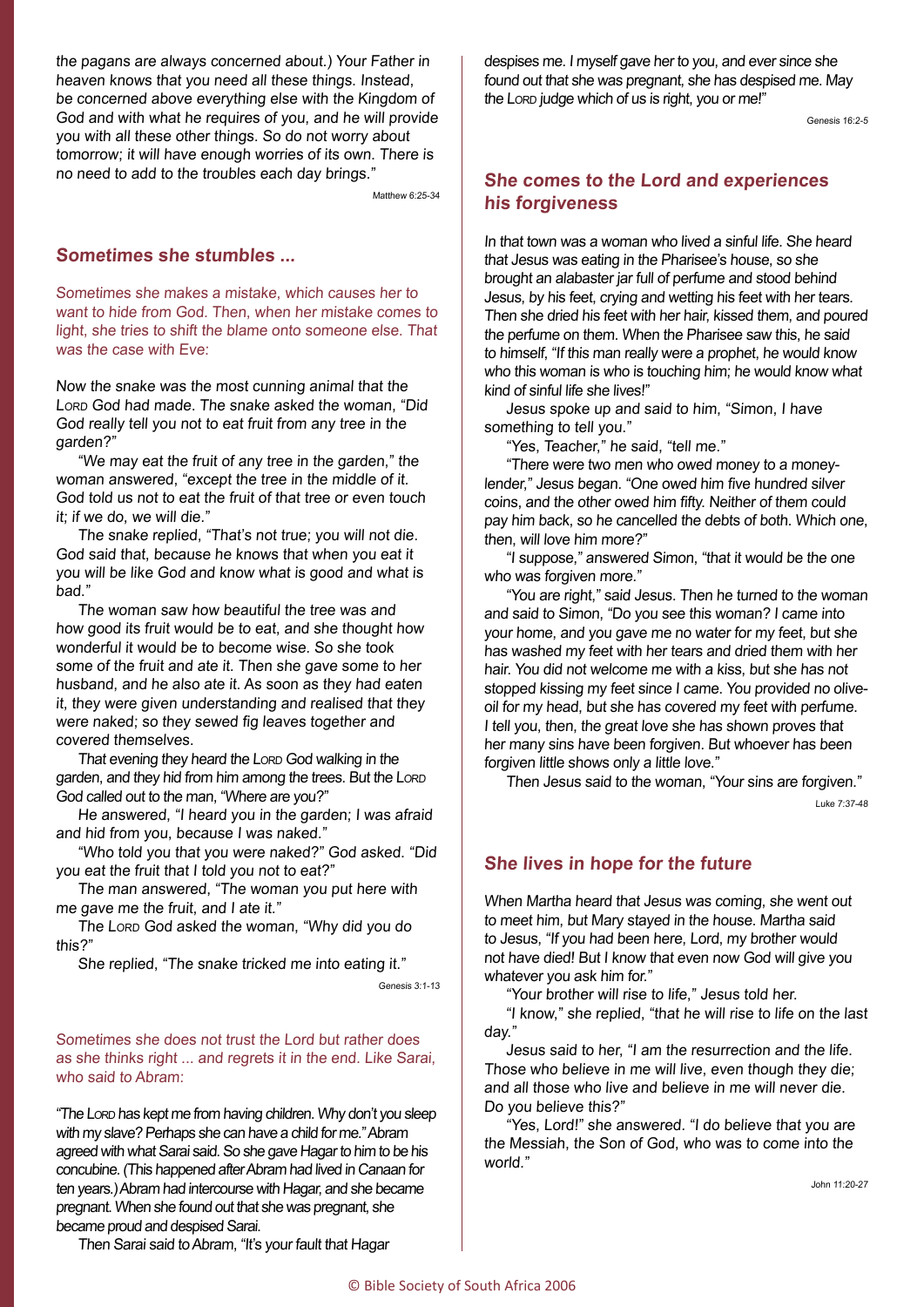*the pagans are always concerned about.) Your Father in heaven knows that you need all these things. Instead, be concerned above everything else with the Kingdom of God and with what he requires of you, and he will provide you with all these other things. So do not worry about tomorrow; it will have enough worries of its own. There is no need to add to the troubles each day brings."*

Matthew 6:25-34

## Sometimes she stumbles ...

Sometimes she makes a mistake, which causes her to want to hide from God. Then, when her mistake comes to light, she tries to shift the blame onto someone else. That was the case with Eve:

*Now the snake was the most cunning animal that the LORD God had made. The snake asked the woman, "Did God really tell you not to eat fruit from any tree in the garden?"*

*"We may eat the fruit of any tree in the garden," the woman answered, "except the tree in the middle of it. God told us not to eat the fruit of that tree or even touch it; if we do, we will die."*

*The snake replied, "That's not true; you will not die. God said that, because he knows that when you eat it you will be like God and know what is good and what is bad."*

*The woman saw how beautiful the tree was and how good its fruit would be to eat, and she thought how wonderful it would be to become wise. So she took some of the fruit and ate it. Then she gave some to her husband, and he also ate it. As soon as they had eaten it, they were given understanding and realised that they were naked; so they sewed fig leaves together and covered themselves.*

*That evening they heard the LORD God walking in the garden, and they hid from him among the trees. But the LORD God called out to the man, "Where are you?"*

*He answered, "I heard you in the garden; I was afraid and hid from you, because I was naked."*

*"Who told you that you were naked?" God asked. "Did you eat the fruit that I told you not to eat?"*

*The man answered, "The woman you put here with me gave me the fruit, and I ate it."*

*The LORD God asked the woman, "Why did you do this?"*

*She replied, "The snake tricked me into eating it."*

Genesis 3:1-13

Sometimes she does not trust the Lord but rather does as she thinks right ... and regrets it in the end. Like Sarai, who said to Abram:

*"The LORD has kept me from having children. Why don't you sleep with my slave? Perhaps she can have a child for me." Abram agreed with what Sarai said. So she gave Hagar to him to be his concubine. (This happened after Abram had lived in Canaan for ten years.) Abram had intercourse with Hagar, and she became pregnant. When she found out that she was pregnant, she became proud and despised Sarai.*

*Then Sarai said to Abram, "It's your fault that Hagar despises me. I myself gave her to you, and ever since she found out that she was pregnant, she has despised me. May the LORD judge which of us is right, you or me!"*

Genesis 16:2-5

## She comes to the Lord and experiences his forgiveness

*In that town was a woman who lived a sinful life. She heard that Jesus was eating in the Pharisee's house, so she brought an alabaster jar full of perfume and stood behind Jesus, by his feet, crying and wetting his feet with her tears. Then she dried his feet with her hair, kissed them, and poured the perfume on them. When the Pharisee saw this, he said to himself, "If this man really were a prophet, he would know who this woman is who is touching him; he would know what kind of sinful life she lives!"*

*Jesus spoke up and said to him, "Simon, I have something to tell you."*

*"Yes, Teacher," he said, "tell me."*

*"There were two men who owed money to a money-lender," Jesus began. "One owed him five hundred silver coins, and the other owed him fifty. Neither of them could pay him back, so he cancelled the debts of both. Which one, then, will love him more?"*

*"I suppose," answered Simon, "that it would be the one who was forgiven more."*

*"You are right," said Jesus. Then he turned to the woman and said to Simon, "Do you see this woman? I came into your home, and you gave me no water for my feet, but she has washed my feet with her tears and dried them with her hair. You did not welcome me with a kiss, but she has not stopped kissing my feet since I came. You provided no olive-oil for my head, but she has covered my feet with perfume. I tell you, then, the great love she has shown proves that her many sins have been forgiven. But whoever has been forgiven little shows only a little love."*

*Then Jesus said to the woman, "Your sins are forgiven."*

Luke 7:37-48

## She lives in hope for the future

*When Martha heard that Jesus was coming, she went out to meet him, but Mary stayed in the house. Martha said to Jesus, "If you had been here, Lord, my brother would not have died! But I know that even now God will give you whatever you ask him for."*

*"Your brother will rise to life," Jesus told her.*

*"I know," she replied, "that he will rise to life on the last day."*

*Jesus said to her, "I am the resurrection and the life. Those who believe in me will live, even though they die; and all those who live and believe in me will never die. Do you believe this?"*

*"Yes, Lord!" she answered. "I do believe that you are the Messiah, the Son of God, who was to come into the world."*

John 11:20-27

© Bible Society of South Africa 2006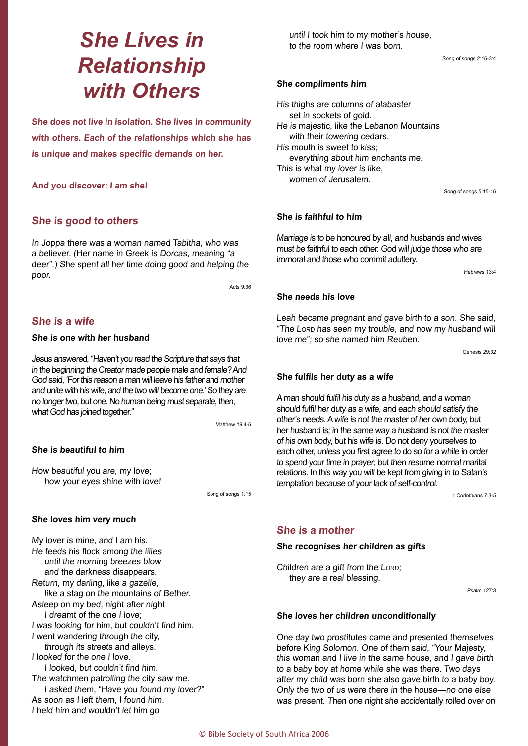# *She Lives in Relationship with Others*

***She does not live in isolation. She lives in community with others. Each of the relationships which she has is unique and makes specific demands on her.***

***And you discover: I am she!***

## She is good to others

*In Joppa there was a woman named Tabitha, who was a believer. (Her name in Greek is Dorcas, meaning "a deer".) She spent all her time doing good and helping the poor.*

Acts 9:36

## She is a wife

### *She is one with her husband*

*Jesus answered, "Haven't you read the Scripture that says that in the beginning the Creator made people male and female? And God said, 'For this reason a man will leave his father and mother and unite with his wife, and the two will become one.' So they are no longer two, but one. No human being must separate, then, what God has joined together."*

Matthew 19:4-6

### *She is beautiful to him*

*How beautiful you are, my love;*
*how your eyes shine with love!*

Song of songs 1:15

### *She loves him very much*

*My lover is mine, and I am his.*
*He feeds his flock among the lilies*
*until the morning breezes blow*
*and the darkness disappears.*
*Return, my darling, like a gazelle,*
*like a stag on the mountains of Bether.*
*Asleep on my bed, night after night*
*I dreamt of the one I love;*
*I was looking for him, but couldn't find him.*
*I went wandering through the city,*
*through its streets and alleys.*
*I looked for the one I love.*
*I looked, but couldn't find him.*
*The watchmen patrolling the city saw me.*
*I asked them, "Have you found my lover?"*
*As soon as I left them, I found him.*
*I held him and wouldn't let him go*
*until I took him to my mother's house,*
*to the room where I was born.*

Song of songs 2:16-3:4

### *She compliments him*

*His thighs are columns of alabaster*
*set in sockets of gold.*
*He is majestic, like the Lebanon Mountains*
*with their towering cedars.*
*His mouth is sweet to kiss;*
*everything about him enchants me.*
*This is what my lover is like,*
*women of Jerusalem.*

Song of songs 5:15-16

### *She is faithful to him*

*Marriage is to be honoured by all, and husbands and wives must be faithful to each other. God will judge those who are immoral and those who commit adultery.*

Hebrews 13:4

### *She needs his love*

*Leah became pregnant and gave birth to a son. She said, "The Lord has seen my trouble, and now my husband will love me"; so she named him Reuben.*

Genesis 29:32

### *She fulfils her duty as a wife*

*A man should fulfil his duty as a husband, and a woman should fulfil her duty as a wife, and each should satisfy the other's needs. A wife is not the master of her own body, but her husband is; in the same way a husband is not the master of his own body, but his wife is. Do not deny yourselves to each other, unless you first agree to do so for a while in order to spend your time in prayer; but then resume normal marital relations. In this way you will be kept from giving in to Satan's temptation because of your lack of self-control.*

1 Corinthians 7:3-5

## She is a mother

### *She recognises her children as gifts*

*Children are a gift from the Lord;*
*they are a real blessing.*

Psalm 127:3

### *She loves her children unconditionally*

*One day two prostitutes came and presented themselves before King Solomon. One of them said, "Your Majesty, this woman and I live in the same house, and I gave birth to a baby boy at home while she was there. Two days after my child was born she also gave birth to a baby boy. Only the two of us were there in the house—no one else was present. Then one night she accidentally rolled over on*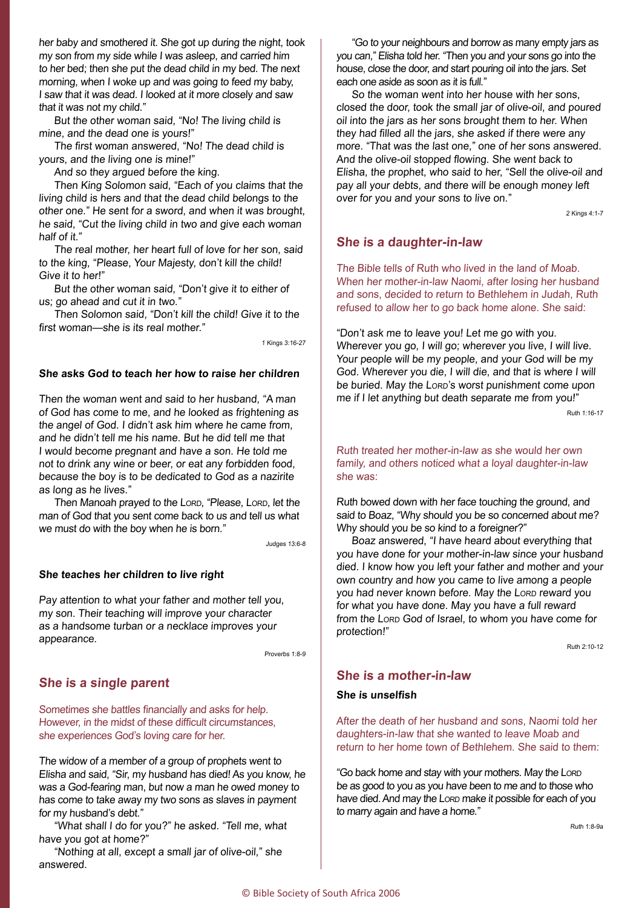*her baby and smothered it. She got up during the night, took my son from my side while I was asleep, and carried him to her bed; then she put the dead child in my bed. The next morning, when I woke up and was going to feed my baby, I saw that it was dead. I looked at it more closely and saw that it was not my child."*

*But the other woman said, "No! The living child is mine, and the dead one is yours!"*

*The first woman answered, "No! The dead child is yours, and the living one is mine!"*

*And so they argued before the king.*

*Then King Solomon said, "Each of you claims that the living child is hers and that the dead child belongs to the other one." He sent for a sword, and when it was brought, he said, "Cut the living child in two and give each woman half of it."*

*The real mother, her heart full of love for her son, said to the king, "Please, Your Majesty, don't kill the child! Give it to her!"*

*But the other woman said, "Don't give it to either of us; go ahead and cut it in two."*

*Then Solomon said, "Don't kill the child! Give it to the first woman—she is its real mother."*

1 Kings 3:16-27

**She asks God to teach her how to raise her children**

*Then the woman went and said to her husband, "A man of God has come to me, and he looked as frightening as the angel of God. I didn't ask him where he came from, and he didn't tell me his name. But he did tell me that I would become pregnant and have a son. He told me not to drink any wine or beer, or eat any forbidden food, because the boy is to be dedicated to God as a nazirite as long as he lives."*

*Then Manoah prayed to the Lord, "Please, Lord, let the man of God that you sent come back to us and tell us what we must do with the boy when he is born."*

Judges 13:6-8

**She teaches her children to live right**

*Pay attention to what your father and mother tell you, my son. Their teaching will improve your character as a handsome turban or a necklace improves your appearance.*

Proverbs 1:8-9

## She is a single parent

*Sometimes she battles financially and asks for help. However, in the midst of these difficult circumstances, she experiences God's loving care for her.*

*The widow of a member of a group of prophets went to Elisha and said, "Sir, my husband has died! As you know, he was a God-fearing man, but now a man he owed money to has come to take away my two sons as slaves in payment for my husband's debt."*

*"What shall I do for you?" he asked. "Tell me, what have you got at home?"*

*"Nothing at all, except a small jar of olive-oil," she answered.*

*"Go to your neighbours and borrow as many empty jars as you can," Elisha told her. "Then you and your sons go into the house, close the door, and start pouring oil into the jars. Set each one aside as soon as it is full."*

*So the woman went into her house with her sons, closed the door, took the small jar of olive-oil, and poured oil into the jars as her sons brought them to her. When they had filled all the jars, she asked if there were any more. "That was the last one," one of her sons answered. And the olive-oil stopped flowing. She went back to Elisha, the prophet, who said to her, "Sell the olive-oil and pay all your debts, and there will be enough money left over for you and your sons to live on."*

2 Kings 4:1-7

## She is a daughter-in-law

*The Bible tells of Ruth who lived in the land of Moab. When her mother-in-law Naomi, after losing her husband and sons, decided to return to Bethlehem in Judah, Ruth refused to allow her to go back home alone. She said:*

*"Don't ask me to leave you! Let me go with you. Wherever you go, I will go; wherever you live, I will live. Your people will be my people, and your God will be my God. Wherever you die, I will die, and that is where I will be buried. May the Lord's worst punishment come upon me if I let anything but death separate me from you!"*

Ruth 1:16-17

*Ruth treated her mother-in-law as she would her own family, and others noticed what a loyal daughter-in-law she was:*

*Ruth bowed down with her face touching the ground, and said to Boaz, "Why should you be so concerned about me? Why should you be so kind to a foreigner?"*

*Boaz answered, "I have heard about everything that you have done for your mother-in-law since your husband died. I know how you left your father and mother and your own country and how you came to live among a people you had never known before. May the Lord reward you for what you have done. May you have a full reward from the Lord God of Israel, to whom you have come for protection!"*

Ruth 2:10-12

## She is a mother-in-law

**She is unselfish**

*After the death of her husband and sons, Naomi told her daughters-in-law that she wanted to leave Moab and return to her home town of Bethlehem. She said to them:*

*"Go back home and stay with your mothers. May the Lord be as good to you as you have been to me and to those who have died. And may the Lord make it possible for each of you to marry again and have a home."*

Ruth 1:8-9a

© Bible Society of South Africa 2006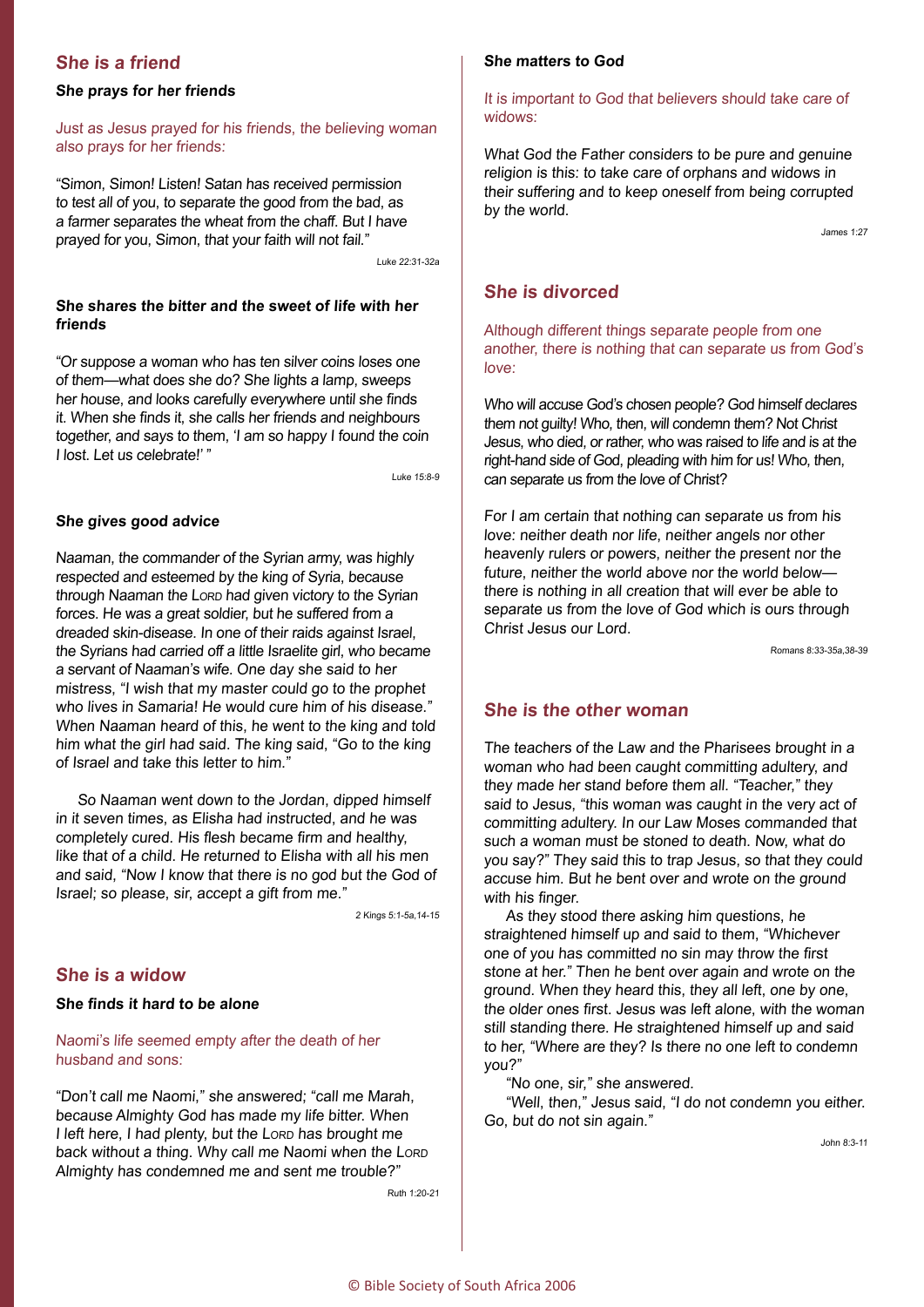## She is a friend

### She prays for her friends

Just as Jesus prayed for his friends, the believing woman also prays for her friends:

*"Simon, Simon! Listen! Satan has received permission to test all of you, to separate the good from the bad, as a farmer separates the wheat from the chaff. But I have prayed for you, Simon, that your faith will not fail."*

Luke 22:31-32a

### She shares the bitter and the sweet of life with her friends

*"Or suppose a woman who has ten silver coins loses one of them—what does she do? She lights a lamp, sweeps her house, and looks carefully everywhere until she finds it. When she finds it, she calls her friends and neighbours together, and says to them, 'I am so happy I found the coin I lost. Let us celebrate!' "*

Luke 15:8-9

### She gives good advice

*Naaman, the commander of the Syrian army, was highly respected and esteemed by the king of Syria, because through Naaman the LORD had given victory to the Syrian forces. He was a great soldier, but he suffered from a dreaded skin-disease. In one of their raids against Israel, the Syrians had carried off a little Israelite girl, who became a servant of Naaman's wife. One day she said to her mistress, "I wish that my master could go to the prophet who lives in Samaria! He would cure him of his disease." When Naaman heard of this, he went to the king and told him what the girl had said. The king said, "Go to the king of Israel and take this letter to him."*

*So Naaman went down to the Jordan, dipped himself in it seven times, as Elisha had instructed, and he was completely cured. His flesh became firm and healthy, like that of a child. He returned to Elisha with all his men and said, "Now I know that there is no god but the God of Israel; so please, sir, accept a gift from me."*

2 Kings 5:1-5a,14-15

## She is a widow

### She finds it hard to be alone

Naomi's life seemed empty after the death of her husband and sons:

*"Don't call me Naomi," she answered; "call me Marah, because Almighty God has made my life bitter. When I left here, I had plenty, but the LORD has brought me back without a thing. Why call me Naomi when the LORD Almighty has condemned me and sent me trouble?"*

Ruth 1:20-21

### She matters to God

It is important to God that believers should take care of widows:

*What God the Father considers to be pure and genuine religion is this: to take care of orphans and widows in their suffering and to keep oneself from being corrupted by the world.*

James 1:27

## She is divorced

Although different things separate people from one another, there is nothing that can separate us from God's love:

*Who will accuse God's chosen people? God himself declares them not guilty! Who, then, will condemn them? Not Christ Jesus, who died, or rather, who was raised to life and is at the right-hand side of God, pleading with him for us! Who, then, can separate us from the love of Christ?*

*For I am certain that nothing can separate us from his love: neither death nor life, neither angels nor other heavenly rulers or powers, neither the present nor the future, neither the world above nor the world below—there is nothing in all creation that will ever be able to separate us from the love of God which is ours through Christ Jesus our Lord.*

Romans 8:33-35a,38-39

## She is the other woman

*The teachers of the Law and the Pharisees brought in a woman who had been caught committing adultery, and they made her stand before them all. "Teacher," they said to Jesus, "this woman was caught in the very act of committing adultery. In our Law Moses commanded that such a woman must be stoned to death. Now, what do you say?" They said this to trap Jesus, so that they could accuse him. But he bent over and wrote on the ground with his finger.*

*As they stood there asking him questions, he straightened himself up and said to them, "Whichever one of you has committed no sin may throw the first stone at her." Then he bent over again and wrote on the ground. When they heard this, they all left, one by one, the older ones first. Jesus was left alone, with the woman still standing there. He straightened himself up and said to her, "Where are they? Is there no one left to condemn you?"*

*"No one, sir," she answered.*

*"Well, then," Jesus said, "I do not condemn you either. Go, but do not sin again."*

John 8:3-11

© Bible Society of South Africa 2006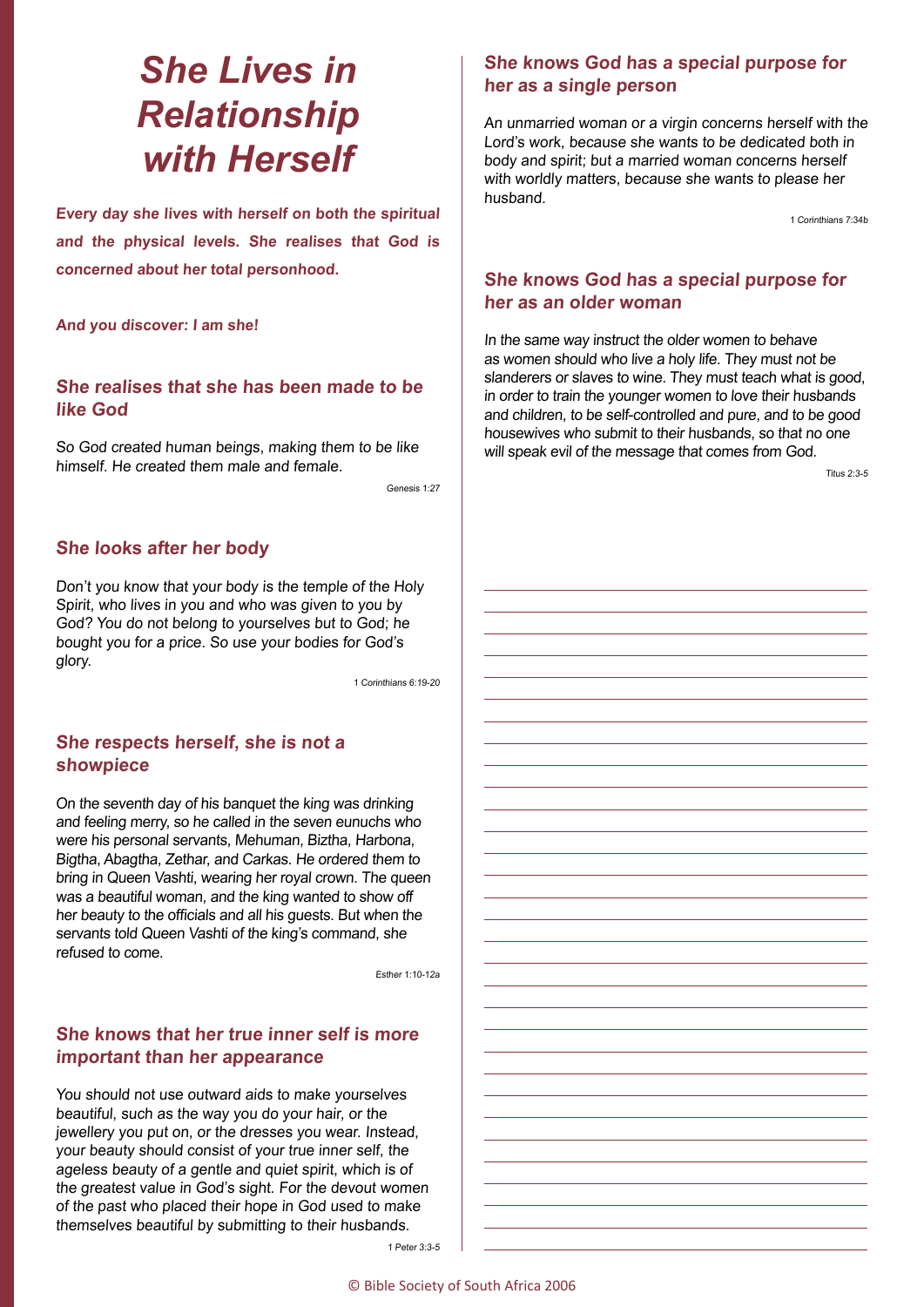# *She Lives in Relationship with Herself*

***Every day she lives with herself on both the spiritual and the physical levels. She realises that God is concerned about her total personhood.***

***And you discover: I am she!***

### *She realises that she has been made to be like God*

*So God created human beings, making them to be like himself. He created them male and female.*

Genesis 1:27

### *She looks after her body*

*Don't you know that your body is the temple of the Holy Spirit, who lives in you and who was given to you by God? You do not belong to yourselves but to God; he bought you for a price. So use your bodies for God's glory.*

1 Corinthians 6:19-20

### *She respects herself, she is not a showpiece*

*On the seventh day of his banquet the king was drinking and feeling merry, so he called in the seven eunuchs who were his personal servants, Mehuman, Biztha, Harbona, Bigtha, Abagtha, Zethar, and Carkas. He ordered them to bring in Queen Vashti, wearing her royal crown. The queen was a beautiful woman, and the king wanted to show off her beauty to the officials and all his guests. But when the servants told Queen Vashti of the king's command, she refused to come.*

Esther 1:10-12a

### *She knows that her true inner self is more important than her appearance*

*You should not use outward aids to make yourselves beautiful, such as the way you do your hair, or the jewellery you put on, or the dresses you wear. Instead, your beauty should consist of your true inner self, the ageless beauty of a gentle and quiet spirit, which is of the greatest value in God's sight. For the devout women of the past who placed their hope in God used to make themselves beautiful by submitting to their husbands.*

1 Peter 3:3-5

### *She knows God has a special purpose for her as a single person*

*An unmarried woman or a virgin concerns herself with the Lord's work, because she wants to be dedicated both in body and spirit; but a married woman concerns herself with worldly matters, because she wants to please her husband.*

*1 Corinthians 7:34b*

### *She knows God has a special purpose for her as an older woman*

*In the same way instruct the older women to behave as women should who live a holy life. They must not be slanderers or slaves to wine. They must teach what is good, in order to train the younger women to love their husbands and children, to be self-controlled and pure, and to be good housewives who submit to their husbands, so that no one will speak evil of the message that comes from God.*

Titus 2:3-5

© Bible Society of South Africa 2006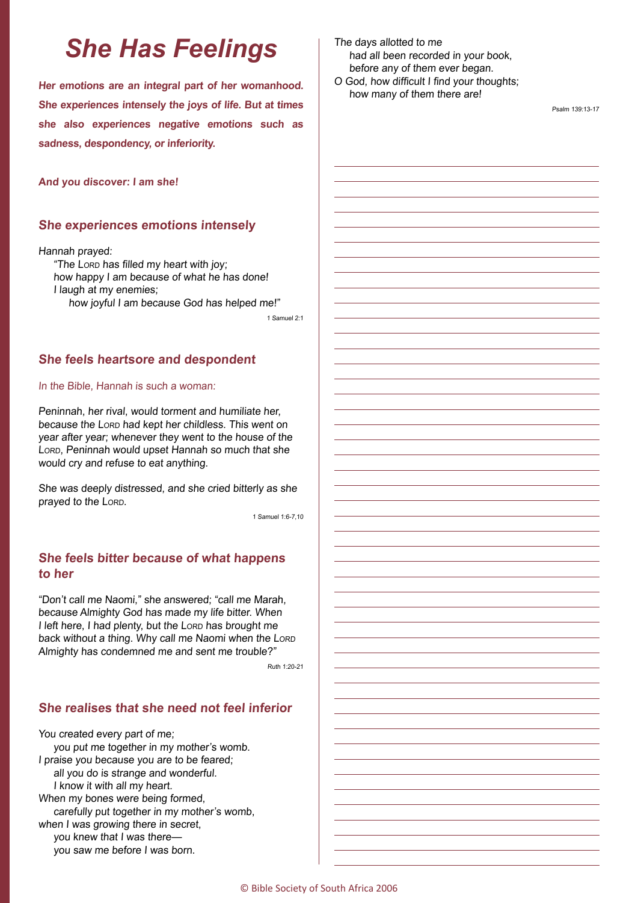# *She Has Feelings*

***Her emotions are an integral part of her womanhood. She experiences intensely the joys of life. But at times she also experiences negative emotions such as sadness, despondency, or inferiority.***

***And you discover: I am she!***

## *She experiences emotions intensely*

*Hannah prayed:*
*"The Lord has filled my heart with joy;*
*how happy I am because of what he has done!*
*I laugh at my enemies;*
*how joyful I am because God has helped me!"*

1 Samuel 2:1

## *She feels heartsore and despondent*

*In the Bible, Hannah is such a woman:*

*Peninnah, her rival, would torment and humiliate her, because the Lord had kept her childless. This went on year after year; whenever they went to the house of the Lord, Peninnah would upset Hannah so much that she would cry and refuse to eat anything.*

*She was deeply distressed, and she cried bitterly as she prayed to the Lord.*

1 Samuel 1:6-7,10

## *She feels bitter because of what happens to her*

*"Don't call me Naomi," she answered; "call me Marah, because Almighty God has made my life bitter. When I left here, I had plenty, but the Lord has brought me back without a thing. Why call me Naomi when the Lord Almighty has condemned me and sent me trouble?"*

Ruth 1:20-21

## *She realises that she need not feel inferior*

*You created every part of me;*
*you put me together in my mother's womb.*
*I praise you because you are to be feared;*
*all you do is strange and wonderful.*
*I know it with all my heart.*
*When my bones were being formed,*
*carefully put together in my mother's womb,*
*when I was growing there in secret,*
*you knew that I was there—*
*you saw me before I was born.*
*The days allotted to me*
*had all been recorded in your book,*
*before any of them ever began.*
*O God, how difficult I find your thoughts;*
*how many of them there are!*

Psalm 139:13-17

© Bible Society of South Africa 2006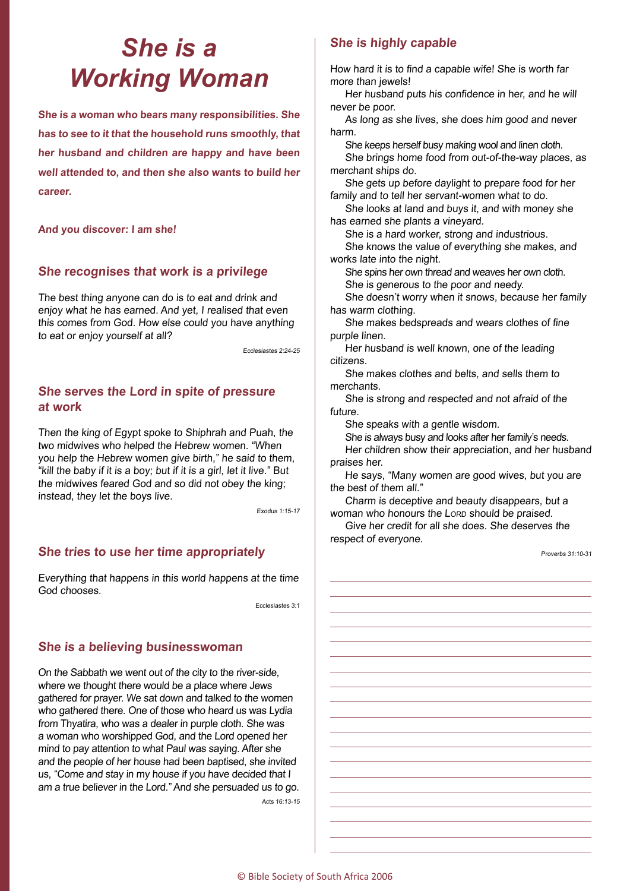# *She is a Working Woman*

***She is a woman who bears many responsibilities. She has to see to it that the household runs smoothly, that her husband and children are happy and have been well attended to, and then she also wants to build her career.***

***And you discover: I am she!***

## *She recognises that work is a privilege*

*The best thing anyone can do is to eat and drink and enjoy what he has earned. And yet, I realised that even this comes from God. How else could you have anything to eat or enjoy yourself at all?*

Ecclesiastes 2:24-25

## *She serves the Lord in spite of pressure at work*

*Then the king of Egypt spoke to Shiphrah and Puah, the two midwives who helped the Hebrew women. "When you help the Hebrew women give birth," he said to them, "kill the baby if it is a boy; but if it is a girl, let it live." But the midwives feared God and so did not obey the king; instead, they let the boys live.*

Exodus 1:15-17

## *She tries to use her time appropriately*

*Everything that happens in this world happens at the time God chooses.*

Ecclesiastes 3:1

## *She is a believing businesswoman*

*On the Sabbath we went out of the city to the river-side, where we thought there would be a place where Jews gathered for prayer. We sat down and talked to the women who gathered there. One of those who heard us was Lydia from Thyatira, who was a dealer in purple cloth. She was a woman who worshipped God, and the Lord opened her mind to pay attention to what Paul was saying. After she and the people of her house had been baptised, she invited us, "Come and stay in my house if you have decided that I am a true believer in the Lord." And she persuaded us to go.*

Acts 16:13-15

## *She is highly capable*

*How hard it is to find a capable wife! She is worth far more than jewels!*
*Her husband puts his confidence in her, and he will never be poor.*
*As long as she lives, she does him good and never harm.*
*She keeps herself busy making wool and linen cloth.*
*She brings home food from out-of-the-way places, as merchant ships do.*
*She gets up before daylight to prepare food for her family and to tell her servant-women what to do.*
*She looks at land and buys it, and with money she has earned she plants a vineyard.*
*She is a hard worker, strong and industrious.*
*She knows the value of everything she makes, and works late into the night.*
*She spins her own thread and weaves her own cloth.*
*She is generous to the poor and needy.*
*She doesn't worry when it snows, because her family has warm clothing.*
*She makes bedspreads and wears clothes of fine purple linen.*
*Her husband is well known, one of the leading citizens.*
*She makes clothes and belts, and sells them to merchants.*
*She is strong and respected and not afraid of the future.*
*She speaks with a gentle wisdom.*
*She is always busy and looks after her family's needs.*
*Her children show their appreciation, and her husband praises her.*
*He says, "Many women are good wives, but you are the best of them all."*
*Charm is deceptive and beauty disappears, but a woman who honours the LORD should be praised.*
*Give her credit for all she does. She deserves the respect of everyone.*

Proverbs 31:10-31

© Bible Society of South Africa 2006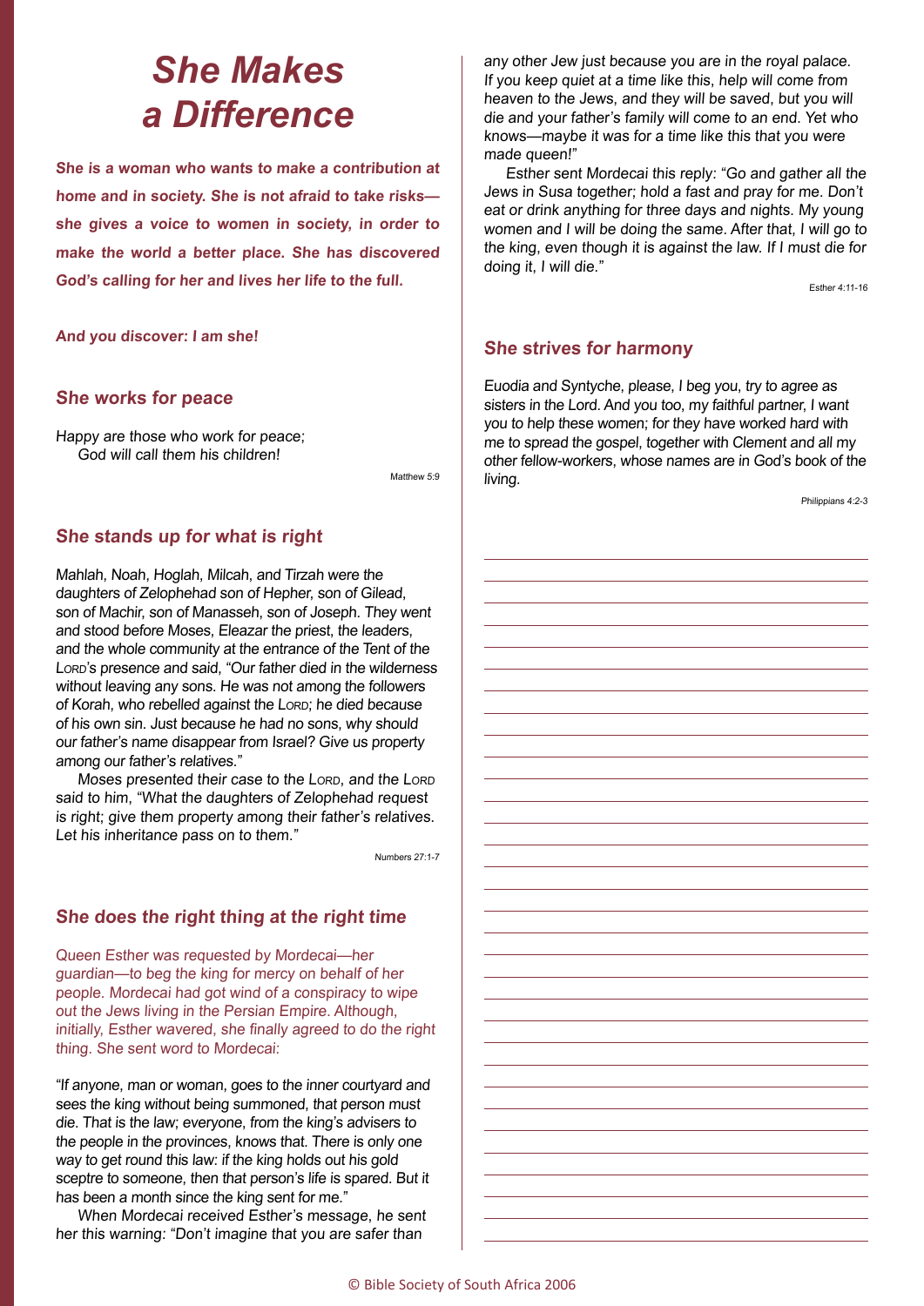# *She Makes a Difference*

**She is a woman who wants to make a contribution at home and in society. She is not afraid to take risks—she gives a voice to women in society, in order to make the world a better place. She has discovered God's calling for her and lives her life to the full.**

**And you discover: *I am she!***

## She works for peace

*Happy are those who work for peace;*
*God will call them his children!*

Matthew 5:9

## She stands up for what is right

*Mahlah, Noah, Hoglah, Milcah, and Tirzah were the daughters of Zelophehad son of Hepher, son of Gilead, son of Machir, son of Manasseh, son of Joseph. They went and stood before Moses, Eleazar the priest, the leaders, and the whole community at the entrance of the Tent of the LORD's presence and said, "Our father died in the wilderness without leaving any sons. He was not among the followers of Korah, who rebelled against the LORD; he died because of his own sin. Just because he had no sons, why should our father's name disappear from Israel? Give us property among our father's relatives."*

*Moses presented their case to the LORD, and the LORD said to him, "What the daughters of Zelophehad request is right; give them property among their father's relatives. Let his inheritance pass on to them."*

Numbers 27:1-7

## She does the right thing at the right time

Queen Esther was requested by Mordecai—her guardian—to beg the king for mercy on behalf of her people. Mordecai had got wind of a conspiracy to wipe out the Jews living in the Persian Empire. Although, initially, Esther wavered, she finally agreed to do the right thing. She sent word to Mordecai:

*"If anyone, man or woman, goes to the inner courtyard and sees the king without being summoned, that person must die. That is the law; everyone, from the king's advisers to the people in the provinces, knows that. There is only one way to get round this law: if the king holds out his gold sceptre to someone, then that person's life is spared. But it has been a month since the king sent for me."*

*When Mordecai received Esther's message, he sent her this warning: "Don't imagine that you are safer than any other Jew just because you are in the royal palace. If you keep quiet at a time like this, help will come from heaven to the Jews, and they will be saved, but you will die and your father's family will come to an end. Yet who knows—maybe it was for a time like this that you were made queen!"*

*Esther sent Mordecai this reply: "Go and gather all the Jews in Susa together; hold a fast and pray for me. Don't eat or drink anything for three days and nights. My young women and I will be doing the same. After that, I will go to the king, even though it is against the law. If I must die for doing it, I will die."*

Esther 4:11-16

## She strives for harmony

*Euodia and Syntyche, please, I beg you, try to agree as sisters in the Lord. And you too, my faithful partner, I want you to help these women; for they have worked hard with me to spread the gospel, together with Clement and all my other fellow-workers, whose names are in God's book of the living.*

Philippians 4:2-3

© Bible Society of South Africa 2006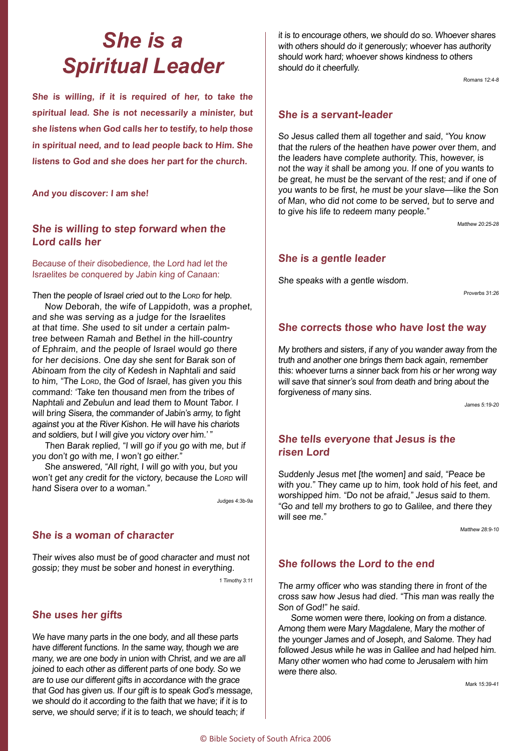# *She is a Spiritual Leader*

***She is willing, if it is required of her, to take the spiritual lead. She is not necessarily a minister, but she listens when God calls her to testify, to help those in spiritual need, and to lead people back to Him. She listens to God and she does her part for the church.***

**And you discover: *I am she!***

## *She is willing to step forward when the Lord calls her*

*Because of their disobedience, the Lord had let the Israelites be conquered by Jabin king of Canaan:*

*Then the people of Israel cried out to the LORD for help.*

*Now Deborah, the wife of Lappidoth, was a prophet, and she was serving as a judge for the Israelites at that time. She used to sit under a certain palm-tree between Ramah and Bethel in the hill-country of Ephraim, and the people of Israel would go there for her decisions. One day she sent for Barak son of Abinoam from the city of Kedesh in Naphtali and said to him, "The LORD, the God of Israel, has given you this command: 'Take ten thousand men from the tribes of Naphtali and Zebulun and lead them to Mount Tabor. I will bring Sisera, the commander of Jabin's army, to fight against you at the River Kishon. He will have his chariots and soldiers, but I will give you victory over him.' "*

*Then Barak replied, "I will go if you go with me, but if you don't go with me, I won't go either."*

*She answered, "All right, I will go with you, but you won't get any credit for the victory, because the LORD will hand Sisera over to a woman."*

Judges 4:3b-9a

## *She is a woman of character*

*Their wives also must be of good character and must not gossip; they must be sober and honest in everything.*

1 Timothy 3:11

## *She uses her gifts*

*We have many parts in the one body, and all these parts have different functions. In the same way, though we are many, we are one body in union with Christ, and we are all joined to each other as different parts of one body. So we are to use our different gifts in accordance with the grace that God has given us. If our gift is to speak God's message, we should do it according to the faith that we have; if it is to serve, we should serve; if it is to teach, we should teach; if it is to encourage others, we should do so. Whoever shares with others should do it generously; whoever has authority should work hard; whoever shows kindness to others should do it cheerfully.*

Romans 12:4-8

## *She is a servant-leader*

*So Jesus called them all together and said, "You know that the rulers of the heathen have power over them, and the leaders have complete authority. This, however, is not the way it shall be among you. If one of you wants to be great, he must be the servant of the rest; and if one of you wants to be first, he must be your slave—like the Son of Man, who did not come to be served, but to serve and to give his life to redeem many people."*

Matthew 20:25-28

## *She is a gentle leader*

*She speaks with a gentle wisdom.*

Proverbs 31:26

## *She corrects those who have lost the way*

*My brothers and sisters, if any of you wander away from the truth and another one brings them back again, remember this: whoever turns a sinner back from his or her wrong way will save that sinner's soul from death and bring about the forgiveness of many sins.*

James 5:19-20

## *She tells everyone that Jesus is the risen Lord*

*Suddenly Jesus met [the women] and said, "Peace be with you." They came up to him, took hold of his feet, and worshipped him. "Do not be afraid," Jesus said to them. "Go and tell my brothers to go to Galilee, and there they will see me."*

Matthew 28:9-10

## *She follows the Lord to the end*

*The army officer who was standing there in front of the cross saw how Jesus had died. "This man was really the Son of God!" he said.*

*Some women were there, looking on from a distance. Among them were Mary Magdalene, Mary the mother of the younger James and of Joseph, and Salome. They had followed Jesus while he was in Galilee and had helped him. Many other women who had come to Jerusalem with him were there also.*

Mark 15:39-41

© Bible Society of South Africa 2006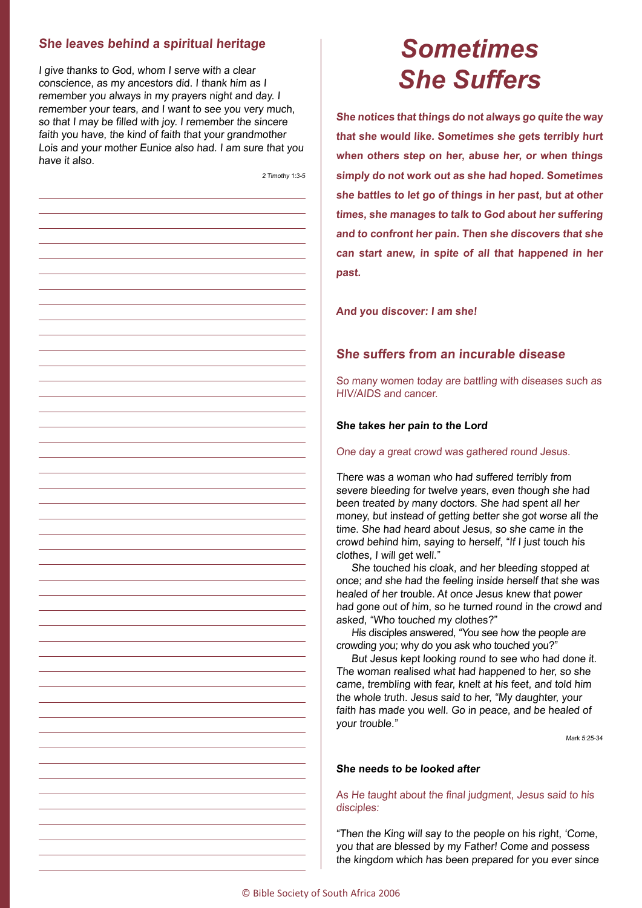## *She leaves behind a spiritual heritage*

*I give thanks to God, whom I serve with a clear conscience, as my ancestors did. I thank him as I remember you always in my prayers night and day. I remember your tears, and I want to see you very much, so that I may be filled with joy. I remember the sincere faith you have, the kind of faith that your grandmother Lois and your mother Eunice also had. I am sure that you have it also.*

2 Timothy 1:3-5

# *Sometimes She Suffers*

***She notices that things do not always go quite the way that she would like. Sometimes she gets terribly hurt when others step on her, abuse her, or when things simply do not work out as she had hoped. Sometimes she battles to let go of things in her past, but at other times, she manages to talk to God about her suffering and to confront her pain. Then she discovers that she can start anew, in spite of all that happened in her past.***

**And you discover: *I am she!***

## *She suffers from an incurable disease*

So many women today are battling with diseases such as HIV/AIDS and cancer.

**She takes her pain to the Lord**

One day a great crowd was gathered round Jesus.

*There was a woman who had suffered terribly from severe bleeding for twelve years, even though she had been treated by many doctors. She had spent all her money, but instead of getting better she got worse all the time. She had heard about Jesus, so she came in the crowd behind him, saying to herself, "If I just touch his clothes, I will get well."*

*She touched his cloak, and her bleeding stopped at once; and she had the feeling inside herself that she was healed of her trouble. At once Jesus knew that power had gone out of him, so he turned round in the crowd and asked, "Who touched my clothes?"*

*His disciples answered, "You see how the people are crowding you; why do you ask who touched you?"*

*But Jesus kept looking round to see who had done it. The woman realised what had happened to her, so she came, trembling with fear, knelt at his feet, and told him the whole truth. Jesus said to her, "My daughter, your faith has made you well. Go in peace, and be healed of your trouble."*

Mark 5:25-34

**She needs to be looked after**

As He taught about the final judgment, Jesus said to his disciples:

*"Then the King will say to the people on his right, 'Come, you that are blessed by my Father! Come and possess the kingdom which has been prepared for you ever since*

© Bible Society of South Africa 2006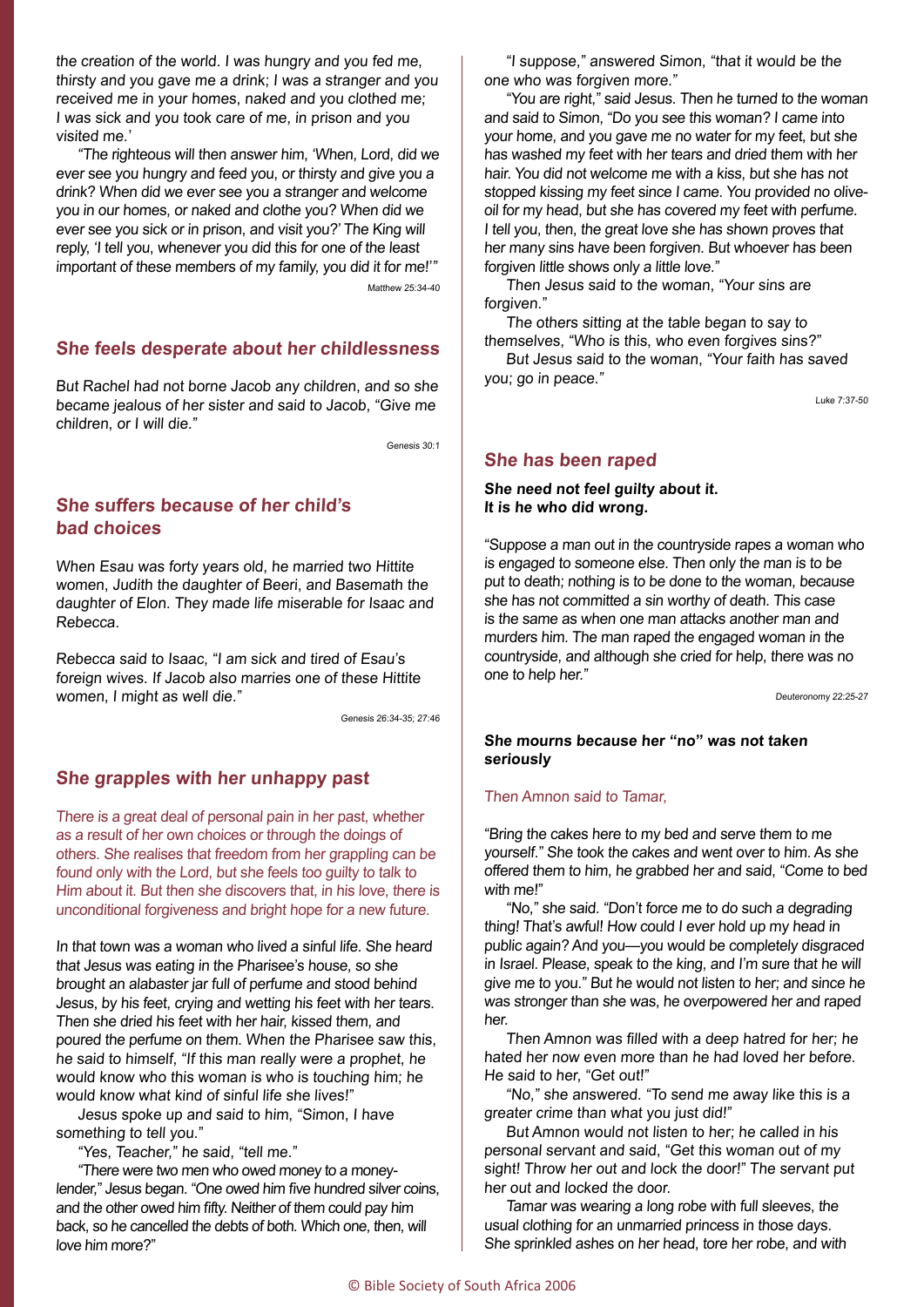*the creation of the world. I was hungry and you fed me, thirsty and you gave me a drink; I was a stranger and you received me in your homes, naked and you clothed me; I was sick and you took care of me, in prison and you visited me.'*

*"The righteous will then answer him, 'When, Lord, did we ever see you hungry and feed you, or thirsty and give you a drink? When did we ever see you a stranger and welcome you in our homes, or naked and clothe you? When did we ever see you sick or in prison, and visit you?' The King will reply, 'I tell you, whenever you did this for one of the least important of these members of my family, you did it for me!'"*

Matthew 25:34-40

## She feels desperate about her childlessness

*But Rachel had not borne Jacob any children, and so she became jealous of her sister and said to Jacob, "Give me children, or I will die."*

Genesis 30:1

## She suffers because of her child's bad choices

*When Esau was forty years old, he married two Hittite women, Judith the daughter of Beeri, and Basemath the daughter of Elon. They made life miserable for Isaac and Rebecca.*

*Rebecca said to Isaac, "I am sick and tired of Esau's foreign wives. If Jacob also marries one of these Hittite women, I might as well die."*

Genesis 26:34-35; 27:46

## She grapples with her unhappy past

There is a great deal of personal pain in her past, whether as a result of her own choices or through the doings of others. She realises that freedom from her grappling can be found only with the Lord, but she feels too guilty to talk to Him about it. But then she discovers that, in his love, there is unconditional forgiveness and bright hope for a new future.

*In that town was a woman who lived a sinful life. She heard that Jesus was eating in the Pharisee's house, so she brought an alabaster jar full of perfume and stood behind Jesus, by his feet, crying and wetting his feet with her tears. Then she dried his feet with her hair, kissed them, and poured the perfume on them. When the Pharisee saw this, he said to himself, "If this man really were a prophet, he would know who this woman is who is touching him; he would know what kind of sinful life she lives!"*

*Jesus spoke up and said to him, "Simon, I have something to tell you."*

*"Yes, Teacher," he said, "tell me."*

*"There were two men who owed money to a money-lender," Jesus began. "One owed him five hundred silver coins, and the other owed him fifty. Neither of them could pay him back, so he cancelled the debts of both. Which one, then, will love him more?"*

*"I suppose," answered Simon, "that it would be the one who was forgiven more."*

*"You are right," said Jesus. Then he turned to the woman and said to Simon, "Do you see this woman? I came into your home, and you gave me no water for my feet, but she has washed my feet with her tears and dried them with her hair. You did not welcome me with a kiss, but she has not stopped kissing my feet since I came. You provided no olive-oil for my head, but she has covered my feet with perfume. I tell you, then, the great love she has shown proves that her many sins have been forgiven. But whoever has been forgiven little shows only a little love."*

*Then Jesus said to the woman, "Your sins are forgiven."*

*The others sitting at the table began to say to themselves, "Who is this, who even forgives sins?"*

*But Jesus said to the woman, "Your faith has saved you; go in peace."*

Luke 7:37-50

## She has been raped

***She need not feel guilty about it. It is he who did wrong.***

*"Suppose a man out in the countryside rapes a woman who is engaged to someone else. Then only the man is to be put to death; nothing is to be done to the woman, because she has not committed a sin worthy of death. This case is the same as when one man attacks another man and murders him. The man raped the engaged woman in the countryside, and although she cried for help, there was no one to help her."*

Deuteronomy 22:25-27

**She mourns because her "no" was not taken seriously**

Then Amnon said to Tamar,

*"Bring the cakes here to my bed and serve them to me yourself." She took the cakes and went over to him. As she offered them to him, he grabbed her and said, "Come to bed with me!"*

*"No," she said. "Don't force me to do such a degrading thing! That's awful! How could I ever hold up my head in public again? And you—you would be completely disgraced in Israel. Please, speak to the king, and I'm sure that he will give me to you." But he would not listen to her; and since he was stronger than she was, he overpowered her and raped her.*

*Then Amnon was filled with a deep hatred for her; he hated her now even more than he had loved her before. He said to her, "Get out!"*

*"No," she answered. "To send me away like this is a greater crime than what you just did!"*

*But Amnon would not listen to her; he called in his personal servant and said, "Get this woman out of my sight! Throw her out and lock the door!" The servant put her out and locked the door.*

*Tamar was wearing a long robe with full sleeves, the usual clothing for an unmarried princess in those days. She sprinkled ashes on her head, tore her robe, and with*

© Bible Society of South Africa 2006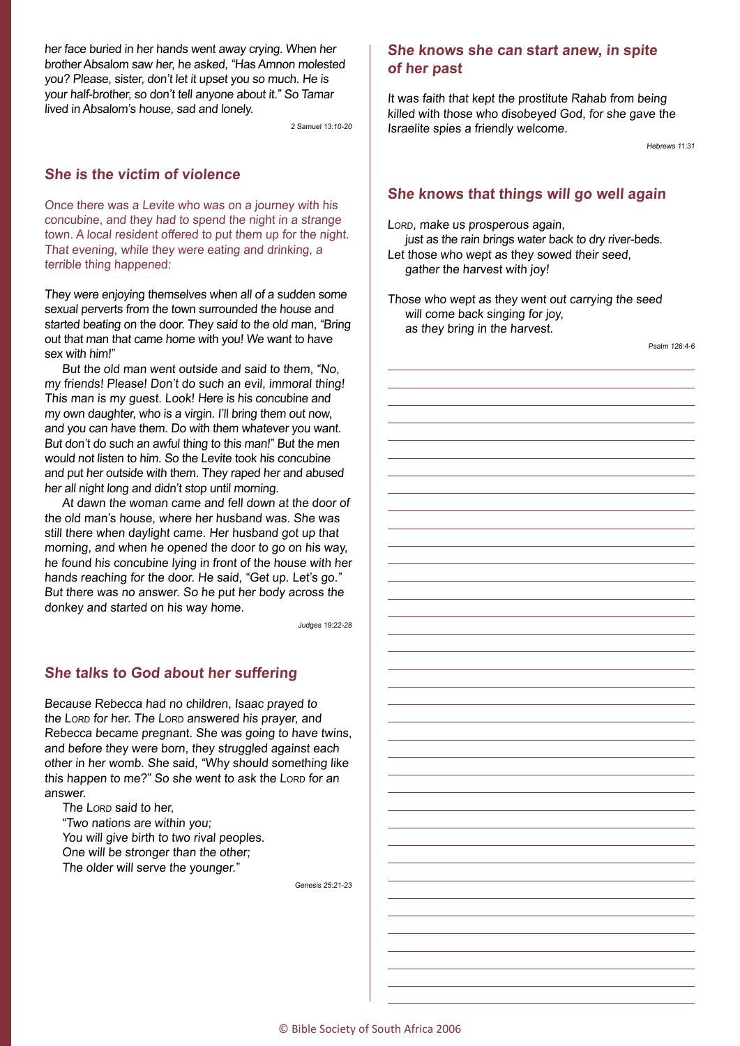*her face buried in her hands went away crying. When her brother Absalom saw her, he asked, "Has Amnon molested you? Please, sister, don't let it upset you so much. He is your half-brother, so don't tell anyone about it." So Tamar lived in Absalom's house, sad and lonely.*

2 Samuel 13:10-20

## She is the victim of violence

*Once there was a Levite who was on a journey with his concubine, and they had to spend the night in a strange town. A local resident offered to put them up for the night. That evening, while they were eating and drinking, a terrible thing happened:*

*They were enjoying themselves when all of a sudden some sexual perverts from the town surrounded the house and started beating on the door. They said to the old man, "Bring out that man that came home with you! We want to have sex with him!"*

*But the old man went outside and said to them, "No, my friends! Please! Don't do such an evil, immoral thing! This man is my guest. Look! Here is his concubine and my own daughter, who is a virgin. I'll bring them out now, and you can have them. Do with them whatever you want. But don't do such an awful thing to this man!" But the men would not listen to him. So the Levite took his concubine and put her outside with them. They raped her and abused her all night long and didn't stop until morning.*

*At dawn the woman came and fell down at the door of the old man's house, where her husband was. She was still there when daylight came. Her husband got up that morning, and when he opened the door to go on his way, he found his concubine lying in front of the house with her hands reaching for the door. He said, "Get up. Let's go." But there was no answer. So he put her body across the donkey and started on his way home.*

Judges 19:22-28

## She talks to God about her suffering

*Because Rebecca had no children, Isaac prayed to the Lord for her. The Lord answered his prayer, and Rebecca became pregnant. She was going to have twins, and before they were born, they struggled against each other in her womb. She said, "Why should something like this happen to me?" So she went to ask the Lord for an answer.*

*The Lord said to her,*
*"Two nations are within you;*
*You will give birth to two rival peoples.*
*One will be stronger than the other;*
*The older will serve the younger."*

Genesis 25:21-23

## She knows she can start anew, in spite of her past

*It was faith that kept the prostitute Rahab from being killed with those who disobeyed God, for she gave the Israelite spies a friendly welcome.*

Hebrews 11:31

## She knows that things will go well again

*Lord, make us prosperous again,*
*just as the rain brings water back to dry river-beds.*
*Let those who wept as they sowed their seed,*
*gather the harvest with joy!*

*Those who wept as they went out carrying the seed*
*will come back singing for joy,*
*as they bring in the harvest.*

Psalm 126:4-6

© Bible Society of South Africa 2006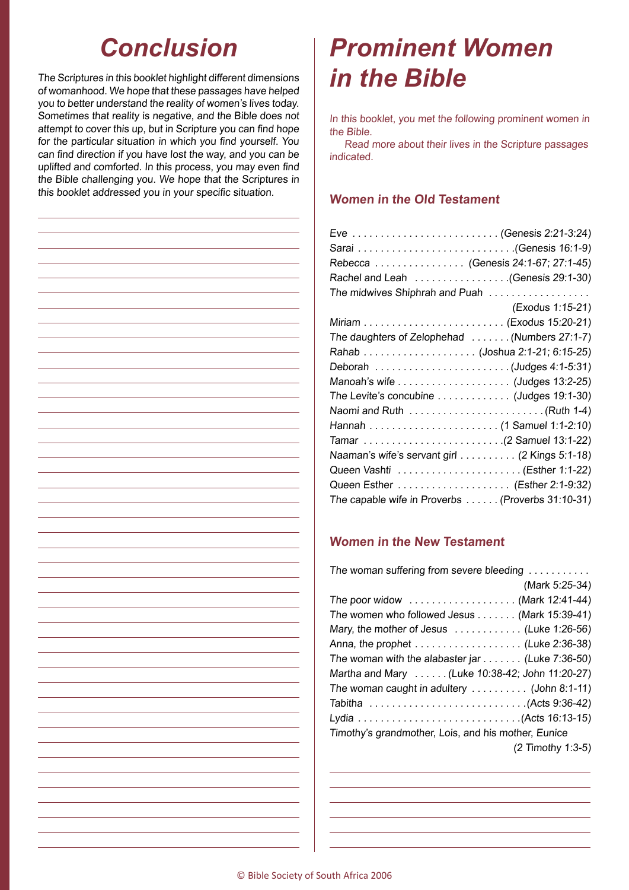# Conclusion

*The Scriptures in this booklet highlight different dimensions of womanhood. We hope that these passages have helped you to better understand the reality of women's lives today. Sometimes that reality is negative, and the Bible does not attempt to cover this up, but in Scripture you can find hope for the particular situation in which you find yourself. You can find direction if you have lost the way, and you can be uplifted and comforted. In this process, you may even find the Bible challenging you. We hope that the Scriptures in this booklet addressed you in your specific situation.*

# Prominent Women in the Bible

*In this booklet, you met the following prominent women in the Bible.*

*Read more about their lives in the Scripture passages indicated.*

## Women in the Old Testament

- Eve . . . . . . . . . . (Genesis 2:21-3:24)
- Sarai . . . . . . . . . . (Genesis 16:1-9)
- Rebecca . . . . . . . . . . (Genesis 24:1-67; 27:1-45)
- Rachel and Leah . . . . . . . . . . (Genesis 29:1-30)
- The midwives Shiphrah and Puah . . . . . . . . . . (Exodus 1:15-21)
- Miriam . . . . . . . . . . (Exodus 15:20-21)
- The daughters of Zelophehad . . . . . . . . . . (Numbers 27:1-7)
- Rahab . . . . . . . . . . (Joshua 2:1-21; 6:15-25)
- Deborah . . . . . . . . . . (Judges 4:1-5:31)
- Manoah's wife . . . . . . . . . . (Judges 13:2-25)
- The Levite's concubine . . . . . . . . . . (Judges 19:1-30)
- Naomi and Ruth . . . . . . . . . . (Ruth 1-4)
- Hannah . . . . . . . . . . (1 Samuel 1:1-2:10)
- Tamar . . . . . . . . . . (2 Samuel 13:1-22)
- Naaman's wife's servant girl . . . . . . . . . . (2 Kings 5:1-18)
- Queen Vashti . . . . . . . . . . (Esther 1:1-22)
- Queen Esther . . . . . . . . . . (Esther 2:1-9:32)
- The capable wife in Proverbs . . . . . . . . . . (Proverbs 31:10-31)

## Women in the New Testament

- The woman suffering from severe bleeding . . . . . . . . . . (Mark 5:25-34)
- The poor widow . . . . . . . . . . (Mark 12:41-44)
- The women who followed Jesus . . . . . . . . . . (Mark 15:39-41)
- Mary, the mother of Jesus . . . . . . . . . . (Luke 1:26-56)
- Anna, the prophet . . . . . . . . . . (Luke 2:36-38)
- The woman with the alabaster jar . . . . . . . . . . (Luke 7:36-50)
- Martha and Mary . . . . . . . . . . (Luke 10:38-42; John 11:20-27)
- The woman caught in adultery . . . . . . . . . . (John 8:1-11)
- Tabitha . . . . . . . . . . (Acts 9:36-42)
- Lydia . . . . . . . . . . (Acts 16:13-15)
- Timothy's grandmother, Lois, and his mother, Eunice (2 Timothy 1:3-5)

© Bible Society of South Africa 2006